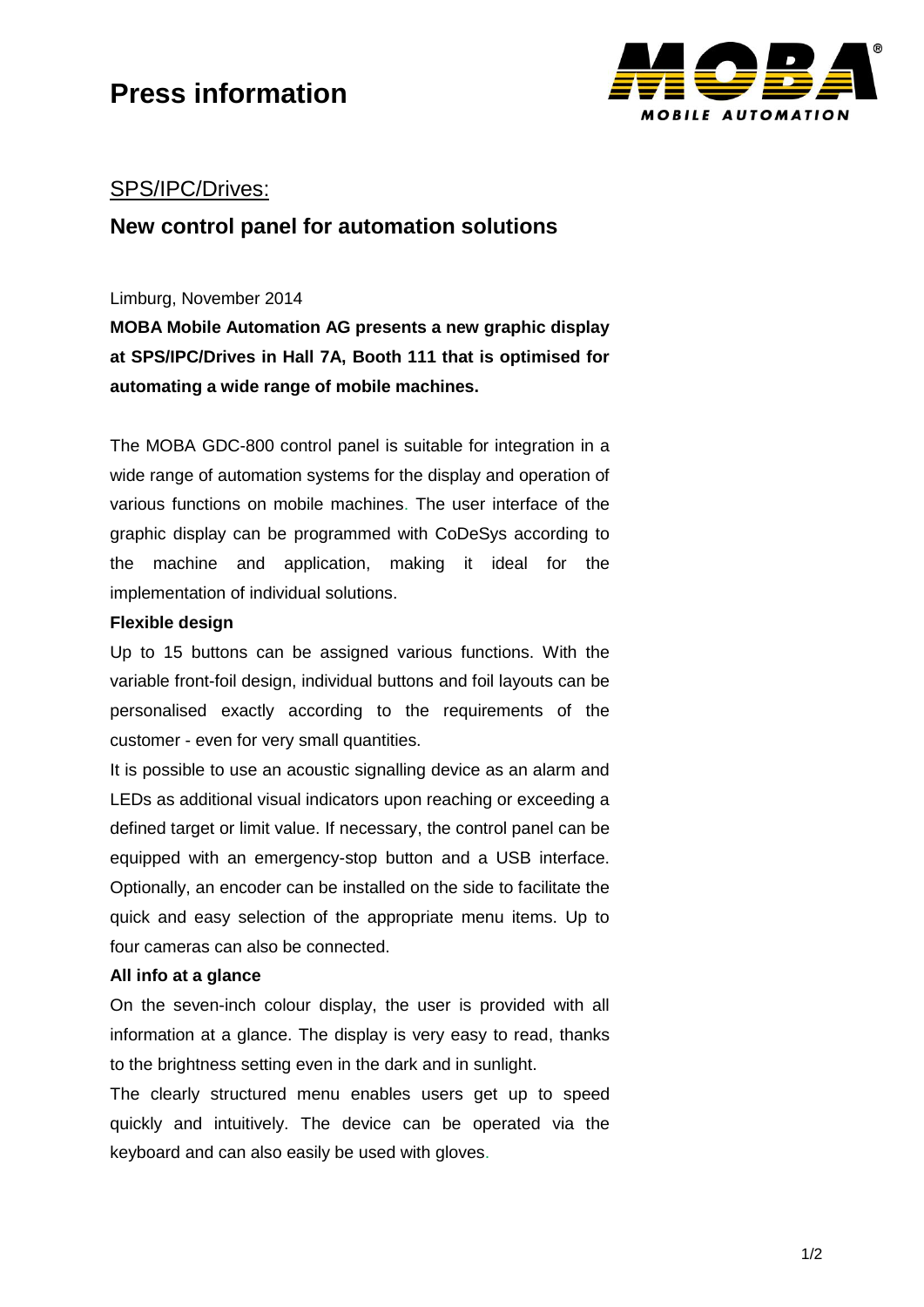# Press information

## SPS/IPC/Drives:

## New control panel for automation solutions

Limburg, November 2014

**MOBA Mobile Automation AG presents a new graphic display at SPS/IPC/Drives in Hall 7A, Booth 111 that is optimised for automating a wide range of mobile machines.**

The MOBA GDC-800 control panel is suitable for integration in a wide range of automation systems for the display and operation of various functions on mobile machines. The user interface of the graphic display can be programmed with CoDeSys according to the machine and application, making it ideal for the implementation of individual solutions.

**Flexible design**

Up to 15 buttons can be assigned various functions. With the variable front-foil design, individual buttons and foil layouts can be personalised exactly according to the requirements of the customer - even for very small quantities.

It is possible to use an acoustic signalling device as an alarm and LEDs as additional visual indicators upon reaching or exceeding a defined target or limit value. If necessary, the control panel can be equipped with an emergency-stop button and a USB interface. Optionally, an encoder can be installed on the side to facilitate the quick and easy selection of the appropriate menu items. Up to four cameras can also be connected.

**All info at a glance**

On the seven-inch colour display, the user is provided with all information at a glance. The display is very easy to read, thanks to the brightness setting even in the dark and in sunlight.

The clearly structured menu enables users get up to speed quickly and intuitively. The device can be operated via the keyboard and can also easily be used with gloves.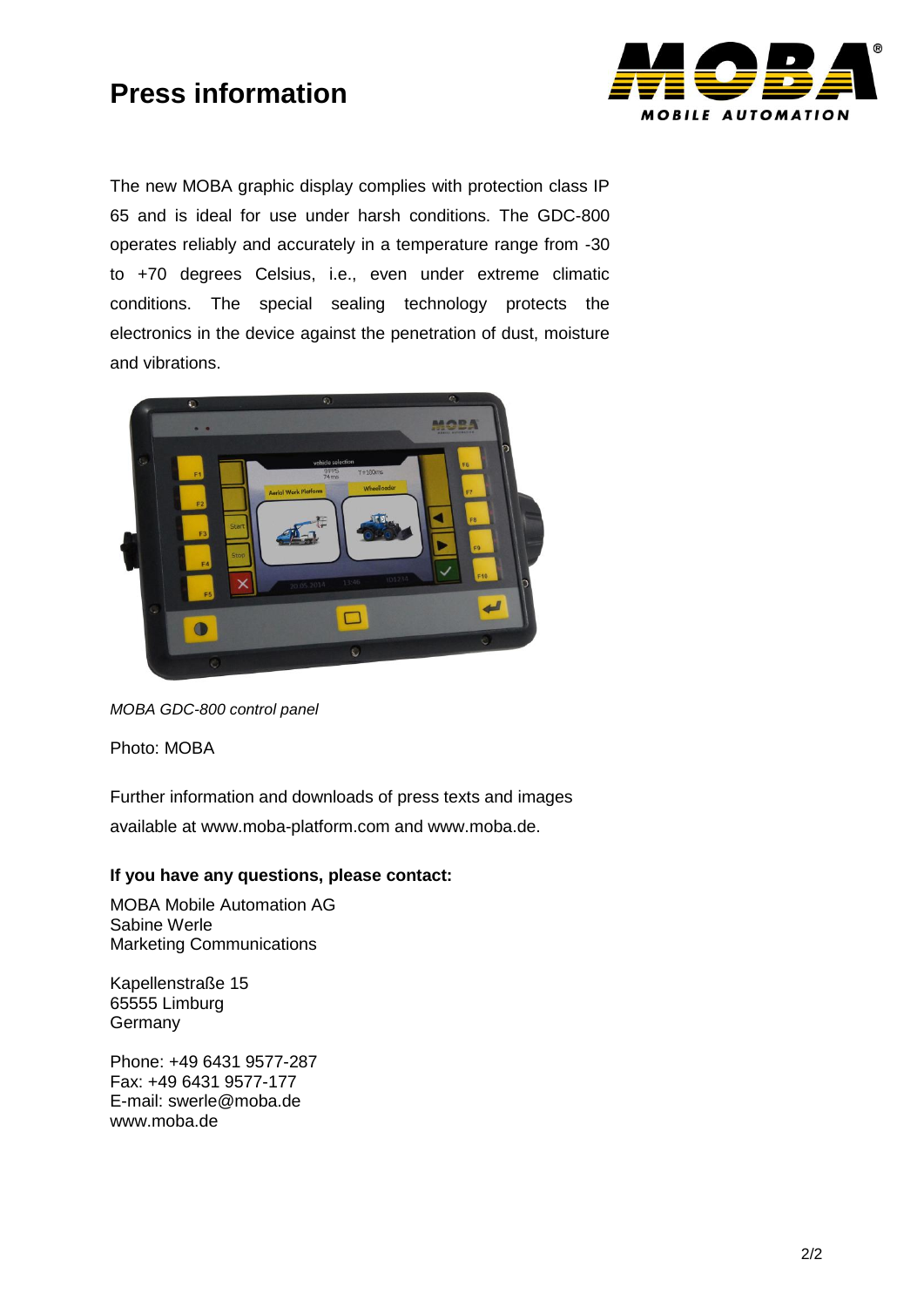# Press information

The new MOBA graphic display complies with protection class IP 65 and is ideal for use under harsh conditions. The GDC-800 operates reliably and accurately in a temperature range from -30 to +70 degrees Celsius, i.e., even under extreme climatic conditions. The special sealing technology protects the electronics in the device against the penetration of dust, moisture and vibrations.

*MOBA GDC-800 control panel*

Photo: MOBA

Further information and downloads of press texts and images available at www.moba-platform.com and www.moba.de.

**If you have any questions, please contact:**

MOBA Mobile Automation AG
Sabine Werle
Marketing Communications

Kapellenstraße 15
65555 Limburg
Germany

Phone: +49 6431 9577-287
Fax: +49 6431 9577-177
E-mail: swerle@moba.de
www.moba.de